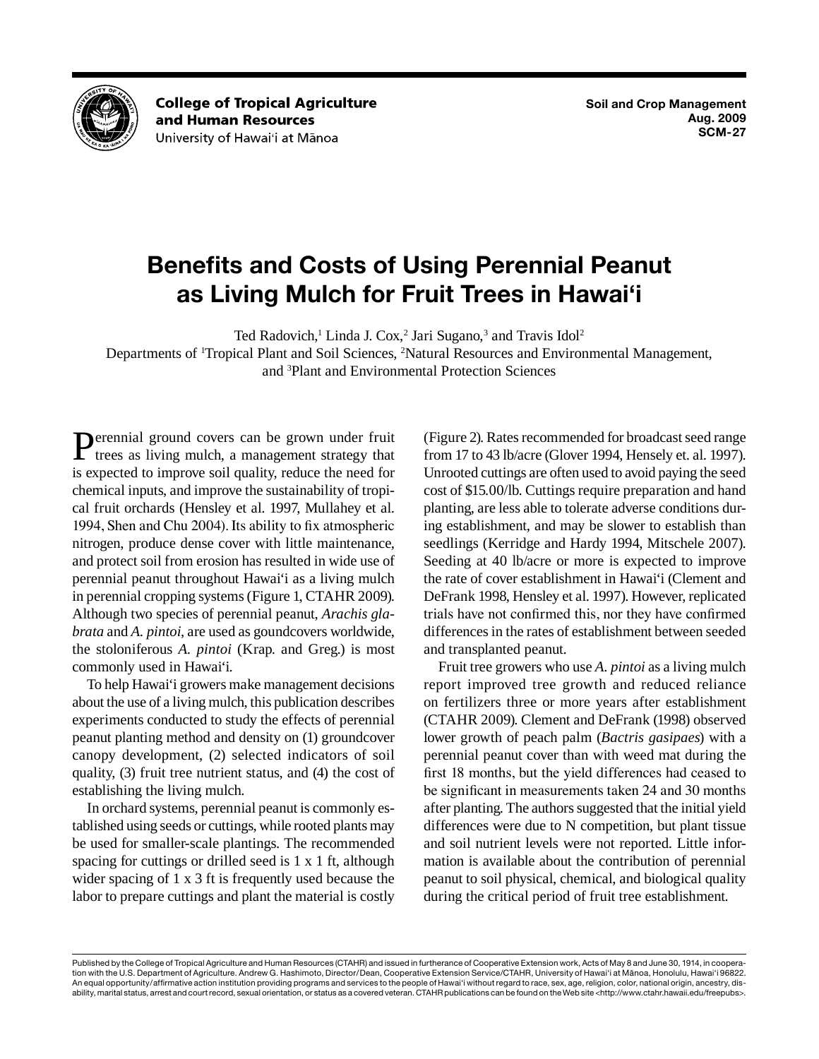College of Tropical Agriculture and Human Resources
University of Hawai‘i at Mānoa

Soil and Crop Management
Aug. 2009
SCM-27

# Benefits and Costs of Using Perennial Peanut as Living Mulch for Fruit Trees in Hawai‘i

Ted Radovich,[1] Linda J. Cox,[2] Jari Sugano,[3] and Travis Idol[2]

Departments of [1]Tropical Plant and Soil Sciences, [2]Natural Resources and Environmental Management, and [3]Plant and Environmental Protection Sciences

Perennial ground covers can be grown under fruit trees as living mulch, a management strategy that is expected to improve soil quality, reduce the need for chemical inputs, and improve the sustainability of tropical fruit orchards (Hensley et al. 1997, Mullahey et al. 1994, Shen and Chu 2004). Its ability to fix atmospheric nitrogen, produce dense cover with little maintenance, and protect soil from erosion has resulted in wide use of perennial peanut throughout Hawai‘i as a living mulch in perennial cropping systems (Figure 1, CTAHR 2009). Although two species of perennial peanut, *Arachis glabrata* and *A. pintoi*, are used as goundcovers worldwide, the stoloniferous *A. pintoi* (Krap. and Greg.) is most commonly used in Hawai‘i.

To help Hawai‘i growers make management decisions about the use of a living mulch, this publication describes experiments conducted to study the effects of perennial peanut planting method and density on (1) groundcover canopy development, (2) selected indicators of soil quality, (3) fruit tree nutrient status, and (4) the cost of establishing the living mulch.

In orchard systems, perennial peanut is commonly established using seeds or cuttings, while rooted plants may be used for smaller-scale plantings. The recommended spacing for cuttings or drilled seed is 1 x 1 ft, although wider spacing of 1 x 3 ft is frequently used because the labor to prepare cuttings and plant the material is costly (Figure 2). Rates recommended for broadcast seed range from 17 to 43 lb/acre (Glover 1994, Hensely et. al. 1997). Unrooted cuttings are often used to avoid paying the seed cost of $15.00/lb. Cuttings require preparation and hand planting, are less able to tolerate adverse conditions during establishment, and may be slower to establish than seedlings (Kerridge and Hardy 1994, Mitschele 2007). Seeding at 40 lb/acre or more is expected to improve the rate of cover establishment in Hawai‘i (Clement and DeFrank 1998, Hensley et al. 1997). However, replicated trials have not confirmed this, nor they have confirmed differences in the rates of establishment between seeded and transplanted peanut.

Fruit tree growers who use *A. pintoi* as a living mulch report improved tree growth and reduced reliance on fertilizers three or more years after establishment (CTAHR 2009). Clement and DeFrank (1998) observed lower growth of peach palm (*Bactris gasipaes*) with a perennial peanut cover than with weed mat during the first 18 months, but the yield differences had ceased to be significant in measurements taken 24 and 30 months after planting. The authors suggested that the initial yield differences were due to N competition, but plant tissue and soil nutrient levels were not reported. Little information is available about the contribution of perennial peanut to soil physical, chemical, and biological quality during the critical period of fruit tree establishment.

Published by the College of Tropical Agriculture and Human Resources (CTAHR) and issued in furtherance of Cooperative Extension work, Acts of May 8 and June 30, 1914, in cooperation with the U.S. Department of Agriculture. Andrew G. Hashimoto, Director/Dean, Cooperative Extension Service/CTAHR, University of Hawai‘i at Mānoa, Honolulu, Hawai‘i 96822. An equal opportunity/affirmative action institution providing programs and services to the people of Hawai‘i without regard to race, sex, age, religion, color, national origin, ancestry, disability, marital status, arrest and court record, sexual orientation, or status as a covered veteran. CTAHR publications can be found on the Web site <http://www.ctahr.hawaii.edu/freepubs>.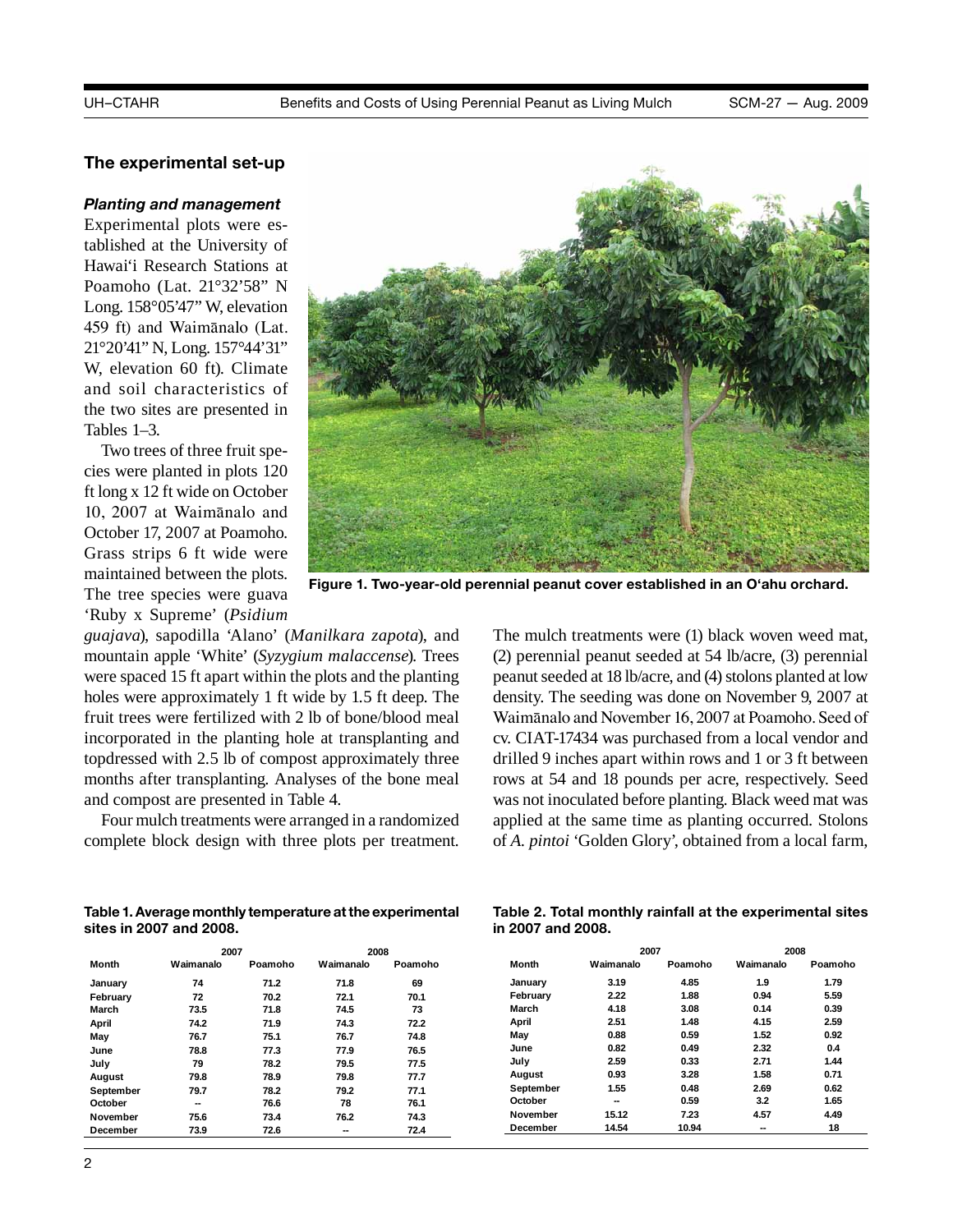## The experimental set-up

### *Planting and management*

Experimental plots were established at the University of Hawai'i Research Stations at Poamoho (Lat. 21°32'58" N Long. 158°05'47" W, elevation 459 ft) and Waimānalo (Lat. 21°20'41" N, Long. 157°44'31" W, elevation 60 ft). Climate and soil characteristics of the two sites are presented in Tables 1–3.

Two trees of three fruit species were planted in plots 120 ft long x 12 ft wide on October 10, 2007 at Waimānalo and October 17, 2007 at Poamoho. Grass strips 6 ft wide were maintained between the plots. The tree species were guava 'Ruby x Supreme' (*Psidium guajava*), sapodilla 'Alano' (*Manilkara zapota*), and mountain apple 'White' (*Syzygium malaccense*). Trees were spaced 15 ft apart within the plots and the planting holes were approximately 1 ft wide by 1.5 ft deep. The fruit trees were fertilized with 2 lb of bone/blood meal incorporated in the planting hole at transplanting and topdressed with 2.5 lb of compost approximately three months after transplanting. Analyses of the bone meal and compost are presented in Table 4.

Four mulch treatments were arranged in a randomized complete block design with three plots per treatment. The mulch treatments were (1) black woven weed mat, (2) perennial peanut seeded at 54 lb/acre, (3) perennial peanut seeded at 18 lb/acre, and (4) stolons planted at low density. The seeding was done on November 9, 2007 at Waimānalo and November 16, 2007 at Poamoho. Seed of cv. CIAT-17434 was purchased from a local vendor and drilled 9 inches apart within rows and 1 or 3 ft between rows at 54 and 18 pounds per acre, respectively. Seed was not inoculated before planting. Black weed mat was applied at the same time as planting occurred. Stolons of *A. pintoi* 'Golden Glory', obtained from a local farm,

**Figure 1. Two-year-old perennial peanut cover established in an O'ahu orchard.**

**Table 1. Average monthly temperature at the experimental sites in 2007 and 2008.**

| | 2007 | | 2008 | |
|---|---|---|---|---|
| Month | Waimanalo | Poamoho | Waimanalo | Poamoho |
| January | 74 | 71.2 | 71.8 | 69 |
| February | 72 | 70.2 | 72.1 | 70.1 |
| March | 73.5 | 71.8 | 74.5 | 73 |
| April | 74.2 | 71.9 | 74.3 | 72.2 |
| May | 76.7 | 75.1 | 76.7 | 74.8 |
| June | 78.8 | 77.3 | 77.9 | 76.5 |
| July | 79 | 78.2 | 79.5 | 77.5 |
| August | 79.8 | 78.9 | 79.8 | 77.7 |
| September | 79.7 | 78.2 | 79.2 | 77.1 |
| October | -- | 76.6 | 78 | 76.1 |
| November | 75.6 | 73.4 | 76.2 | 74.3 |
| December | 73.9 | 72.6 | -- | 72.4 |

**Table 2. Total monthly rainfall at the experimental sites in 2007 and 2008.**

| | 2007 | | 2008 | |
|---|---|---|---|---|
| Month | Waimanalo | Poamoho | Waimanalo | Poamoho |
| January | 3.19 | 4.85 | 1.9 | 1.79 |
| February | 2.22 | 1.88 | 0.94 | 5.59 |
| March | 4.18 | 3.08 | 0.14 | 0.39 |
| April | 2.51 | 1.48 | 4.15 | 2.59 |
| May | 0.88 | 0.59 | 1.52 | 0.92 |
| June | 0.82 | 0.49 | 2.32 | 0.4 |
| July | 2.59 | 0.33 | 2.71 | 1.44 |
| August | 0.93 | 3.28 | 1.58 | 0.71 |
| September | 1.55 | 0.48 | 2.69 | 0.62 |
| October | -- | 0.59 | 3.2 | 1.65 |
| November | 15.12 | 7.23 | 4.57 | 4.49 |
| December | 14.54 | 10.94 | -- | 18 |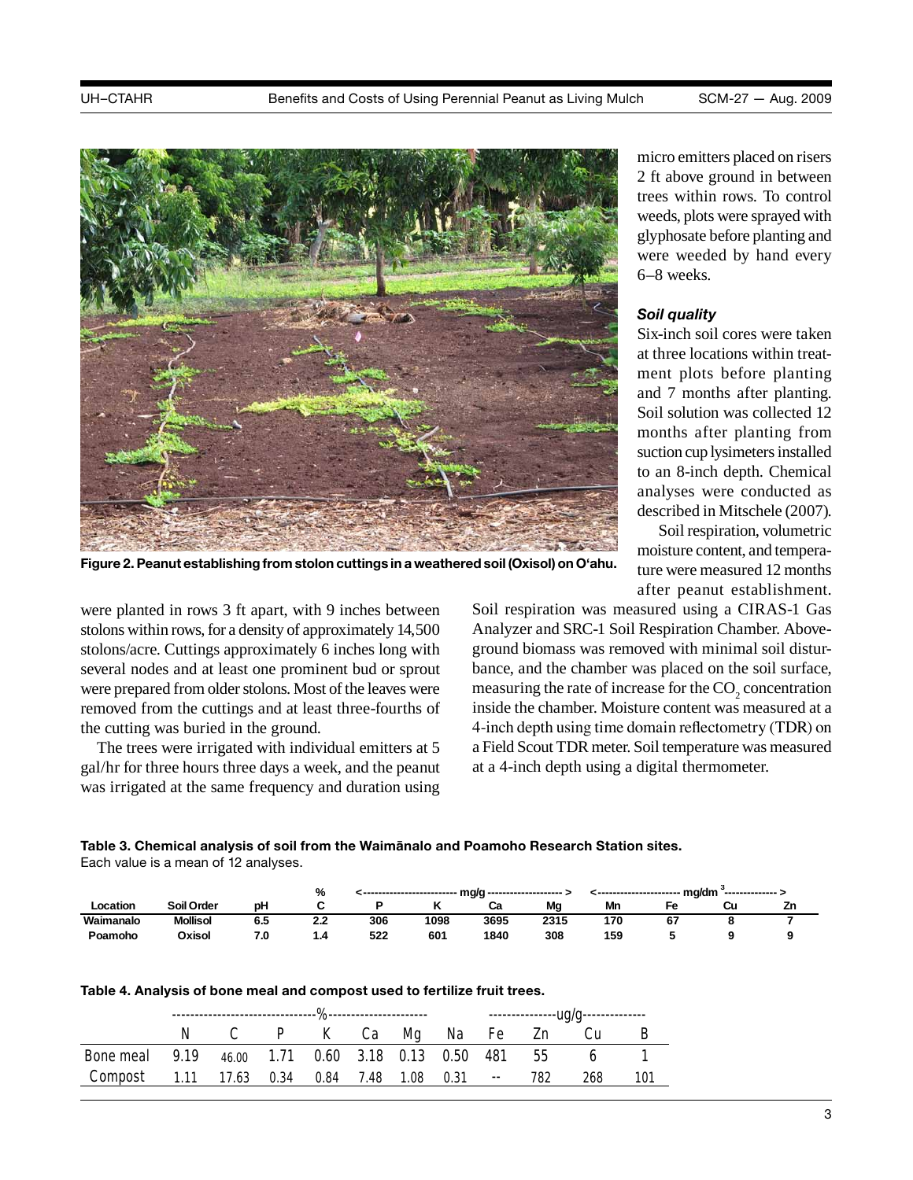Figure 2. Peanut establishing from stolon cuttings in a weathered soil (Oxisol) on O'ahu.

were planted in rows 3 ft apart, with 9 inches between stolons within rows, for a density of approximately 14,500 stolons/acre. Cuttings approximately 6 inches long with several nodes and at least one prominent bud or sprout were prepared from older stolons. Most of the leaves were removed from the cuttings and at least three-fourths of the cutting was buried in the ground.

The trees were irrigated with individual emitters at 5 gal/hr for three hours three days a week, and the peanut was irrigated at the same frequency and duration using micro emitters placed on risers 2 ft above ground in between trees within rows. To control weeds, plots were sprayed with glyphosate before planting and were weeded by hand every 6–8 weeks.

### *Soil quality*

Six-inch soil cores were taken at three locations within treatment plots before planting and 7 months after planting. Soil solution was collected 12 months after planting from suction cup lysimeters installed to an 8-inch depth. Chemical analyses were conducted as described in Mitschele (2007).

Soil respiration, volumetric moisture content, and temperature were measured 12 months after peanut establishment. Soil respiration was measured using a CIRAS-1 Gas Analyzer and SRC-1 Soil Respiration Chamber. Aboveground biomass was removed with minimal soil disturbance, and the chamber was placed on the soil surface, measuring the rate of increase for the $CO_2$ concentration inside the chamber. Moisture content was measured at a 4-inch depth using time domain reflectometry (TDR) on a Field Scout TDR meter. Soil temperature was measured at a 4-inch depth using a digital thermometer.

**Table 3. Chemical analysis of soil from the Waimānalo and Poamoho Research Station sites.**
Each value is a mean of 12 analyses.

| | | | % | mg/g | | | | $mg/dm^3$ | | | |
|---|---|---|---|---|---|---|---|---|---|---|---|
| **Location** | **Soil Order** | **pH** | **C** | **P** | **K** | **Ca** | **Mg** | **Mn** | **Fe** | **Cu** | **Zn** |
| **Waimanalo** | **Mollisol** | **6.5** | **2.2** | **306** | **1098** | **3695** | **2315** | **170** | **67** | **8** | **7** |
| **Poamoho** | **Oxisol** | **7.0** | **1.4** | **522** | **601** | **1840** | **308** | **159** | **5** | **9** | **9** |

**Table 4. Analysis of bone meal and compost used to fertilize fruit trees.**

| | % | | | | | | | ug/g | | | |
|---|---|---|---|---|---|---|---|---|---|---|---|
| | N | C | P | K | Ca | Mg | Na | Fe | Zn | Cu | B |
| Bone meal | 9.19 | 46.00 | 1.71 | 0.60 | 3.18 | 0.13 | 0.50 | 481 | 55 | 6 | 1 |
| Compost | 1.11 | 17.63 | 0.34 | 0.84 | 7.48 | 1.08 | 0.31 | -- | 782 | 268 | 101 |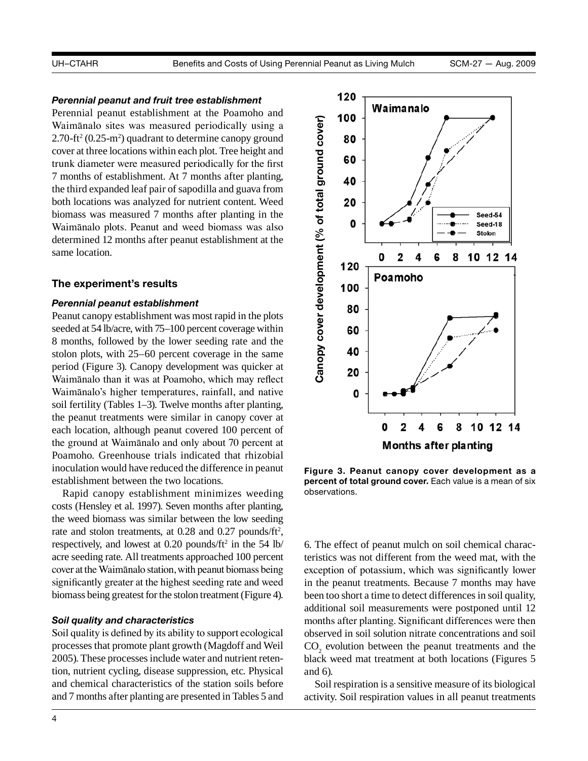### *Perennial peanut and fruit tree establishment*

Perennial peanut establishment at the Poamoho and Waimānalo sites was measured periodically using a 2.70-ft$^2$ (0.25-m$^2$) quadrant to determine canopy ground cover at three locations within each plot. Tree height and trunk diameter were measured periodically for the first 7 months of establishment. At 7 months after planting, the third expanded leaf pair of sapodilla and guava from both locations was analyzed for nutrient content. Weed biomass was measured 7 months after planting in the Waimānalo plots. Peanut and weed biomass was also determined 12 months after peanut establishment at the same location.

## The experiment's results

### *Perennial peanut establishment*

Peanut canopy establishment was most rapid in the plots seeded at 54 lb/acre, with 75–100 percent coverage within 8 months, followed by the lower seeding rate and the stolon plots, with 25–60 percent coverage in the same period (Figure 3). Canopy development was quicker at Waimānalo than it was at Poamoho, which may reflect Waimānalo's higher temperatures, rainfall, and native soil fertility (Tables 1–3). Twelve months after planting, the peanut treatments were similar in canopy cover at each location, although peanut covered 100 percent of the ground at Waimānalo and only about 70 percent at Poamoho. Greenhouse trials indicated that rhizobial inoculation would have reduced the difference in peanut establishment between the two locations.

Rapid canopy establishment minimizes weeding costs (Hensley et al. 1997). Seven months after planting, the weed biomass was similar between the low seeding rate and stolon treatments, at 0.28 and 0.27 pounds/ft$^2$, respectively, and lowest at 0.20 pounds/ft$^2$ in the 54 lb/acre seeding rate. All treatments approached 100 percent cover at the Waimānalo station, with peanut biomass being significantly greater at the highest seeding rate and weed biomass being greatest for the stolon treatment (Figure 4).

**Figure 3. Peanut canopy cover development as a percent of total ground cover.** Each value is a mean of six observations.

### *Soil quality and characteristics*

Soil quality is defined by its ability to support ecological processes that promote plant growth (Magdoff and Weil 2005). These processes include water and nutrient retention, nutrient cycling, disease suppression, etc. Physical and chemical characteristics of the station soils before and 7 months after planting are presented in Tables 5 and 6. The effect of peanut mulch on soil chemical characteristics was not different from the weed mat, with the exception of potassium, which was significantly lower in the peanut treatments. Because 7 months may have been too short a time to detect differences in soil quality, additional soil measurements were postponed until 12 months after planting. Significant differences were then observed in soil solution nitrate concentrations and soil $CO_2$ evolution between the peanut treatments and the black weed mat treatment at both locations (Figures 5 and 6).

Soil respiration is a sensitive measure of its biological activity. Soil respiration values in all peanut treatments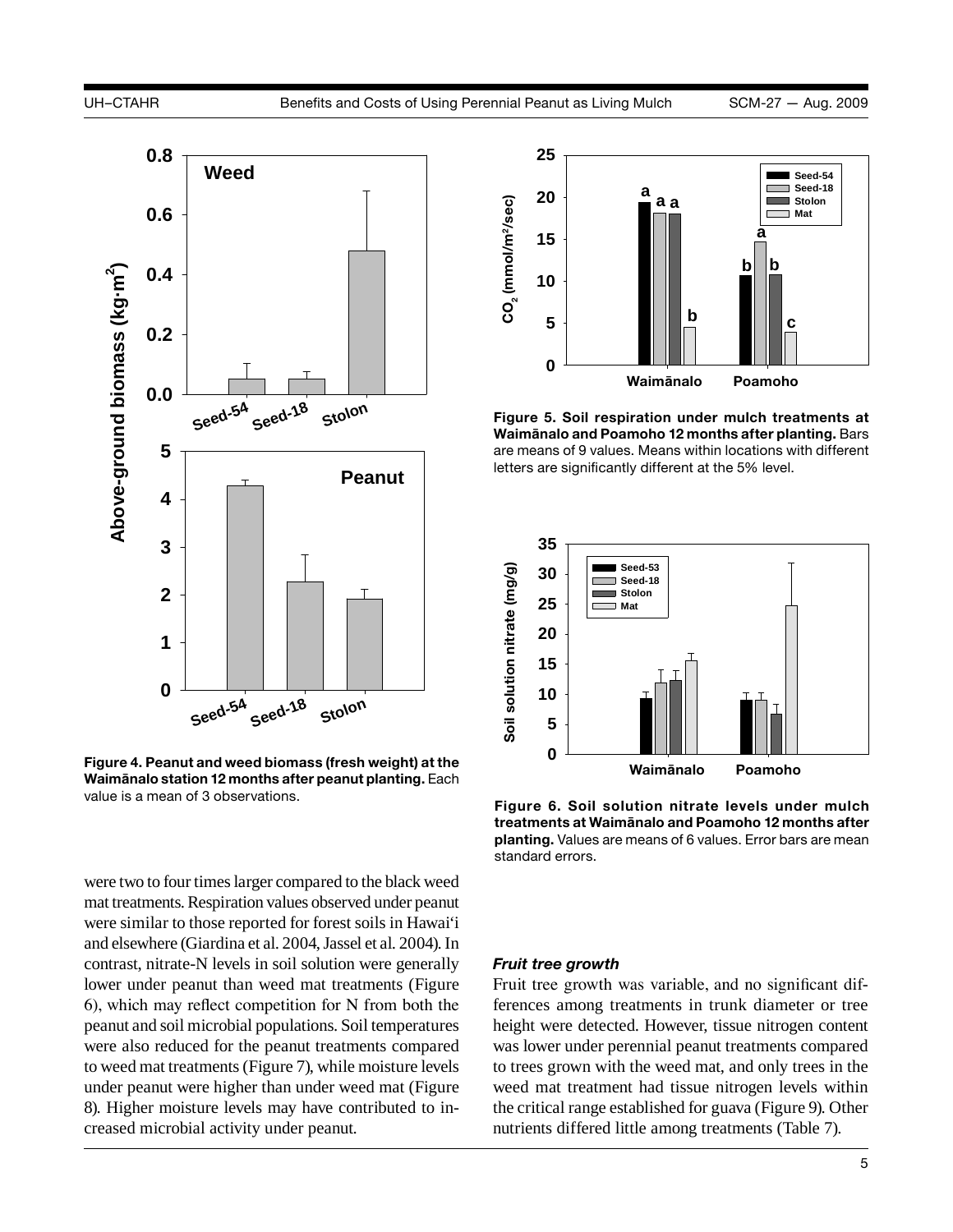Figure 4. Peanut and weed biomass (fresh weight) at the Waimānalo station 12 months after peanut planting. Each value is a mean of 3 observations.

Figure 5. Soil respiration under mulch treatments at Waimānalo and Poamoho 12 months after planting. Bars are means of 9 values. Means within locations with different letters are significantly different at the 5% level.

Figure 6. Soil solution nitrate levels under mulch treatments at Waimānalo and Poamoho 12 months after planting. Values are means of 6 values. Error bars are mean standard errors.

were two to four times larger compared to the black weed mat treatments. Respiration values observed under peanut were similar to those reported for forest soils in Hawai'i and elsewhere (Giardina et al. 2004, Jassel et al. 2004). In contrast, nitrate-N levels in soil solution were generally lower under peanut than weed mat treatments (Figure 6), which may reflect competition for N from both the peanut and soil microbial populations. Soil temperatures were also reduced for the peanut treatments compared to weed mat treatments (Figure 7), while moisture levels under peanut were higher than under weed mat (Figure 8). Higher moisture levels may have contributed to increased microbial activity under peanut.

### *Fruit tree growth*

Fruit tree growth was variable, and no significant differences among treatments in trunk diameter or tree height were detected. However, tissue nitrogen content was lower under perennial peanut treatments compared to trees grown with the weed mat, and only trees in the weed mat treatment had tissue nitrogen levels within the critical range established for guava (Figure 9). Other nutrients differed little among treatments (Table 7).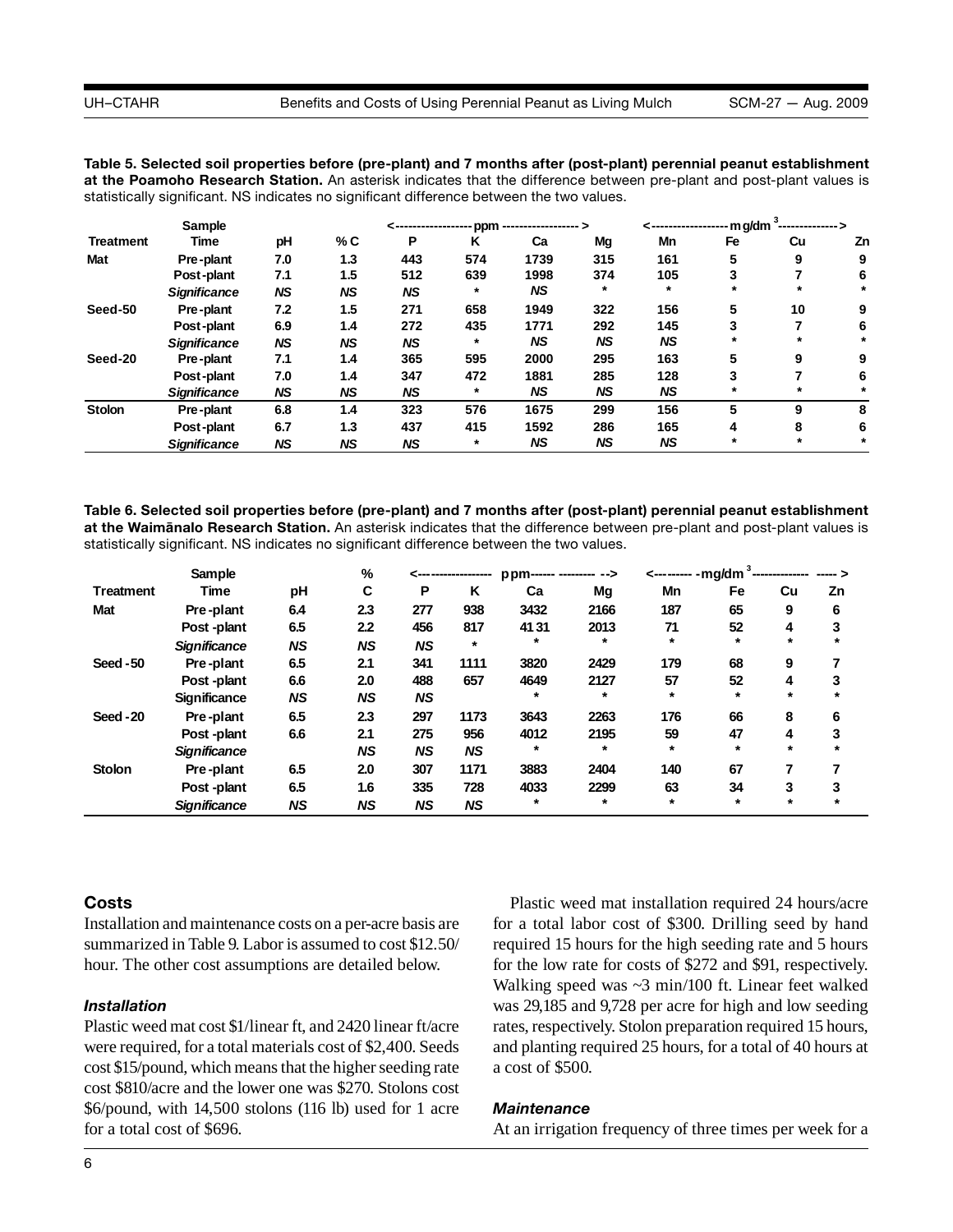**Table 5. Selected soil properties before (pre-plant) and 7 months after (post-plant) perennial peanut establishment at the Poamoho Research Station.** An asterisk indicates that the difference between pre-plant and post-plant values is statistically significant. NS indicates no significant difference between the two values.

| Treatment | Sample Time | pH | % C | <-------- ppm | | | --------> | <-------- mg/dm$^3$ | | | --------> |
|---|---|---|---|---|---|---|---|---|---|---|---|
| | | | | P | K | Ca | Mg | Mn | Fe | Cu | Zn |
| Mat | Pre-plant | 7.0 | 1.3 | 443 | 574 | 1739 | 315 | 161 | 5 | 9 | 9 |
| | Post-plant | 7.1 | 1.5 | 512 | 639 | 1998 | 374 | 105 | 3 | 7 | 6 |
| | *Significance* | *NS* | *NS* | *NS* | * | *NS* | * | * | * | * | * |
| Seed-50 | Pre-plant | 7.2 | 1.5 | 271 | 658 | 1949 | 322 | 156 | 5 | 10 | 9 |
| | Post-plant | 6.9 | 1.4 | 272 | 435 | 1771 | 292 | 145 | 3 | 7 | 6 |
| | *Significance* | *NS* | *NS* | *NS* | * | *NS* | *NS* | *NS* | * | * | * |
| Seed-20 | Pre-plant | 7.1 | 1.4 | 365 | 595 | 2000 | 295 | 163 | 5 | 9 | 9 |
| | Post-plant | 7.0 | 1.4 | 347 | 472 | 1881 | 285 | 128 | 3 | 7 | 6 |
| | *Significance* | *NS* | *NS* | *NS* | * | *NS* | *NS* | *NS* | * | * | * |
| Stolon | Pre-plant | 6.8 | 1.4 | 323 | 576 | 1675 | 299 | 156 | 5 | 9 | 8 |
| | Post-plant | 6.7 | 1.3 | 437 | 415 | 1592 | 286 | 165 | 4 | 8 | 6 |
| | *Significance* | *NS* | *NS* | *NS* | * | *NS* | *NS* | *NS* | * | * | * |

**Table 6. Selected soil properties before (pre-plant) and 7 months after (post-plant) perennial peanut establishment at the Waimānalo Research Station.** An asterisk indicates that the difference between pre-plant and post-plant values is statistically significant. NS indicates no significant difference between the two values.

| Treatment | Sample Time | pH | % C | <-------- ppm | | | --------> | <-------- mg/dm$^3$ | | | --------> |
|---|---|---|---|---|---|---|---|---|---|---|---|
| | | | | P | K | Ca | Mg | Mn | Fe | Cu | Zn |
| Mat | Pre-plant | 6.4 | 2.3 | 277 | 938 | 3432 | 2166 | 187 | 65 | 9 | 6 |
| | Post-plant | 6.5 | 2.2 | 456 | 817 | 4131 | 2013 | 71 | 52 | 4 | 3 |
| | *Significance* | *NS* | *NS* | *NS* | * | * | * | * | * | * | * |
| Seed-50 | Pre-plant | 6.5 | 2.1 | 341 | 1111 | 3820 | 2429 | 179 | 68 | 9 | 7 |
| | Post-plant | 6.6 | 2.0 | 488 | 657 | 4649 | 2127 | 57 | 52 | 4 | 3 |
| | Significance | *NS* | *NS* | *NS* | | * | * | * | * | * | * |
| Seed-20 | Pre-plant | 6.5 | 2.3 | 297 | 1173 | 3643 | 2263 | 176 | 66 | 8 | 6 |
| | Post-plant | 6.6 | 2.1 | 275 | 956 | 4012 | 2195 | 59 | 47 | 4 | 3 |
| | *Significance* | | *NS* | *NS* | *NS* | * | * | * | * | * | * |
| Stolon | Pre-plant | 6.5 | 2.0 | 307 | 1171 | 3883 | 2404 | 140 | 67 | 7 | 7 |
| | Post-plant | 6.5 | 1.6 | 335 | 728 | 4033 | 2299 | 63 | 34 | 3 | 3 |
| | *Significance* | *NS* | *NS* | *NS* | *NS* | * | * | * | * | * | * |

## Costs

Installation and maintenance costs on a per-acre basis are summarized in Table 9. Labor is assumed to cost $12.50/hour. The other cost assumptions are detailed below.

### *Installation*

Plastic weed mat cost $1/linear ft, and 2420 linear ft/acre were required, for a total materials cost of $2,400. Seeds cost $15/pound, which means that the higher seeding rate cost $810/acre and the lower one was $270. Stolons cost $6/pound, with 14,500 stolons (116 lb) used for 1 acre for a total cost of $696.

Plastic weed mat installation required 24 hours/acre for a total labor cost of $300. Drilling seed by hand required 15 hours for the high seeding rate and 5 hours for the low rate for costs of $272 and $91, respectively. Walking speed was ~3 min/100 ft. Linear feet walked was 29,185 and 9,728 per acre for high and low seeding rates, respectively. Stolon preparation required 15 hours, and planting required 25 hours, for a total of 40 hours at a cost of $500.

### *Maintenance*

At an irrigation frequency of three times per week for a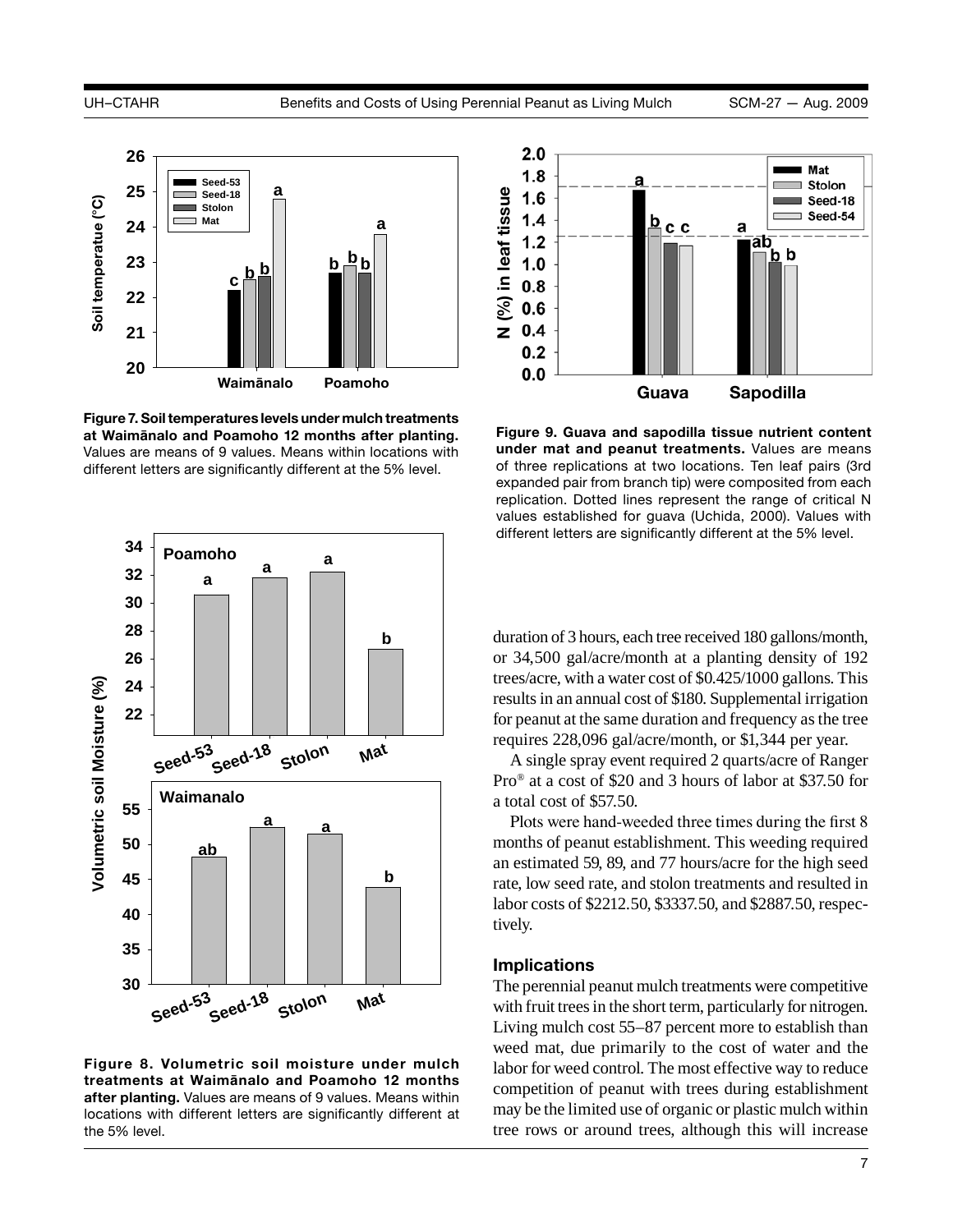**Figure 7. Soil temperatures levels under mulch treatments at Waimānalo and Poamoho 12 months after planting.** Values are means of 9 values. Means within locations with different letters are significantly different at the 5% level.

**Figure 8. Volumetric soil moisture under mulch treatments at Waimānalo and Poamoho 12 months after planting.** Values are means of 9 values. Means within locations with different letters are significantly different at the 5% level.

**Figure 9. Guava and sapodilla tissue nutrient content under mat and peanut treatments.** Values are means of three replications at two locations. Ten leaf pairs (3rd expanded pair from branch tip) were composited from each replication. Dotted lines represent the range of critical N values established for guava (Uchida, 2000). Values with different letters are significantly different at the 5% level.

duration of 3 hours, each tree received 180 gallons/month, or 34,500 gal/acre/month at a planting density of 192 trees/acre, with a water cost of $0.425/1000 gallons. This results in an annual cost of $180. Supplemental irrigation for peanut at the same duration and frequency as the tree requires 228,096 gal/acre/month, or $1,344 per year.

A single spray event required 2 quarts/acre of Ranger Pro® at a cost of $20 and 3 hours of labor at $37.50 for a total cost of $57.50.

Plots were hand-weeded three times during the first 8 months of peanut establishment. This weeding required an estimated 59, 89, and 77 hours/acre for the high seed rate, low seed rate, and stolon treatments and resulted in labor costs of $2212.50, $3337.50, and $2887.50, respectively.

### Implications

The perennial peanut mulch treatments were competitive with fruit trees in the short term, particularly for nitrogen. Living mulch cost 55–87 percent more to establish than weed mat, due primarily to the cost of water and the labor for weed control. The most effective way to reduce competition of peanut with trees during establishment may be the limited use of organic or plastic mulch within tree rows or around trees, although this will increase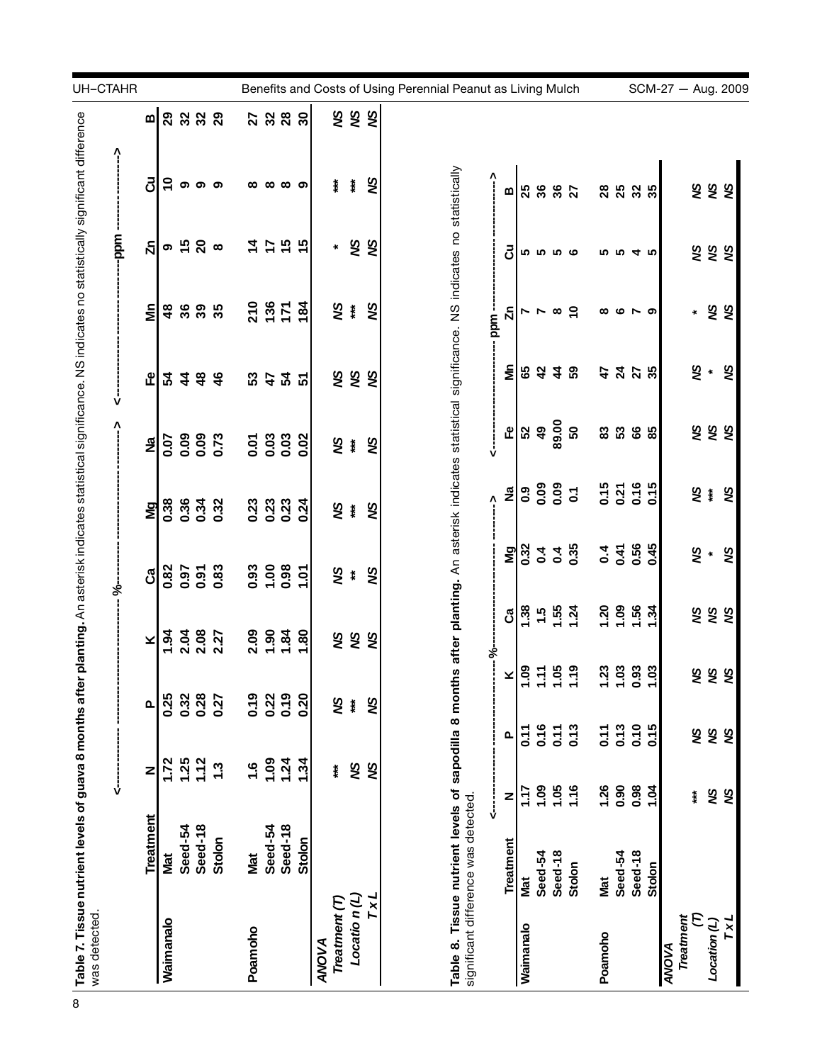**Table 7. Tissue nutrient levels of guava 8 months after planting.** An asterisk indicates statistical significance. NS indicates no statistically significant difference was detected.

| | Treatment | N | P | K | Ca | Mg | Na | Fe | Mn | Zn | Cu | B |
|---|---|---|---|---|---|---|---|---|---|---|---|---|
| | | <---------- | % | | | | ---------> | <---------- | | ppm | | ---------> |
| Waimanalo | Mat | 1.72 | 0.25 | 1.94 | 0.82 | 0.38 | 0.07 | 54 | 48 | 9 | 10 | 29 |
| | Seed-54 | 1.25 | 0.32 | 2.04 | 0.97 | 0.36 | 0.09 | 44 | 36 | 15 | 9 | 32 |
| | Seed-18 | 1.12 | 0.28 | 2.08 | 0.91 | 0.34 | 0.09 | 48 | 39 | 20 | 9 | 32 |
| | Stolon | 1.3 | 0.27 | 2.27 | 0.83 | 0.32 | 0.73 | 46 | 35 | 8 | 9 | 29 |
| Poamoho | Mat | 1.6 | 0.19 | 2.09 | 0.93 | 0.23 | 0.01 | 53 | 210 | 14 | 8 | 27 |
| | Seed-54 | 1.09 | 0.22 | 1.90 | 1.00 | 0.23 | 0.03 | 47 | 136 | 17 | 8 | 32 |
| | Seed-18 | 1.24 | 0.19 | 1.84 | 0.98 | 0.23 | 0.03 | 54 | 171 | 15 | 8 | 28 |
| | Stolon | 1.34 | 0.20 | 1.80 | 1.01 | 0.24 | 0.02 | 51 | 184 | 15 | 9 | 30 |
| *ANOVA* | | | | | | | | | | | | |
| *Treatment (T)* | | *** | *NS* | *NS* | *NS* | *NS* | *NS* | *NS* | *NS* | * | *** | *NS* |
| *Location (L)* | | *NS* | *** | *NS* | ** | *** | *** | *NS* | *** | *NS* | *** | *NS* |
| *T x L* | | *NS* | *NS* | *NS* | *NS* | *NS* | *NS* | *NS* | *NS* | *NS* | *NS* | *NS* |

**Table 8. Tissue nutrient levels of sapodilla 8 months after planting.** An asterisk indicates statistical significance. NS indicates no statistically significant difference was detected.

| | Treatment | N | P | K | Ca | Mg | Na | Fe | Mn | Zn | Cu | B |
|---|---|---|---|---|---|---|---|---|---|---|---|---|
| | | <---------- | | % | | | ---------> | <---------- | | ppm | | ---------> |
| Waimanalo | Mat | 1.17 | 0.11 | 1.09 | 1.38 | 0.32 | 0.9 | 52 | 65 | 7 | 5 | 25 |
| | Seed-54 | 1.09 | 0.16 | 1.11 | 1.5 | 0.4 | 0.09 | 49 | 42 | 7 | 5 | 36 |
| | Seed-18 | 1.05 | 0.11 | 1.05 | 1.55 | 0.4 | 0.09 | 89.00 | 44 | 8 | 5 | 36 |
| | Stolon | 1.16 | 0.13 | 1.19 | 1.24 | 0.35 | 0.1 | 50 | 59 | 10 | 6 | 27 |
| Poamoho | Mat | 1.26 | 0.11 | 1.23 | 1.20 | 0.4 | 0.15 | 83 | 47 | 8 | 5 | 28 |
| | Seed-54 | 0.90 | 0.13 | 1.03 | 1.09 | 0.41 | 0.21 | 53 | 24 | 6 | 5 | 25 |
| | Seed-18 | 0.98 | 0.10 | 0.93 | 1.56 | 0.56 | 0.16 | 66 | 27 | 7 | 4 | 32 |
| | Stolon | 1.04 | 0.15 | 1.03 | 1.34 | 0.45 | 0.15 | 85 | 35 | 9 | 5 | 35 |
| *ANOVA* | | | | | | | | | | | | |
| *Treatment (T)* | | *** | *NS* | *NS* | *NS* | *NS* | *NS* | *NS* | *NS* | * | *NS* | *NS* |
| *Location (L)* | | *NS* | *NS* | *NS* | *NS* | * | *** | *NS* | * | *NS* | *NS* | *NS* |
| *T x L* | | *NS* | *NS* | *NS* | *NS* | *NS* | *NS* | *NS* | *NS* | *NS* | *NS* | *NS* |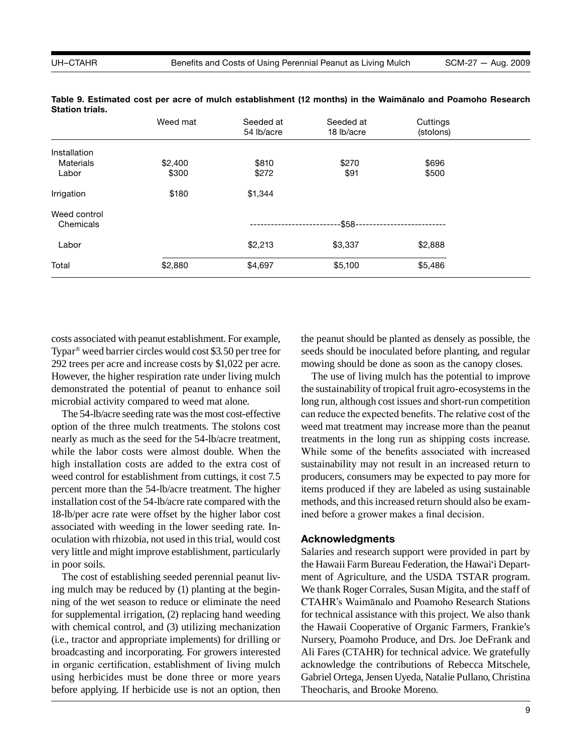**Table 9. Estimated cost per acre of mulch establishment (12 months) in the Waimānalo and Poamoho Research Station trials.**

| | Weed mat | Seeded at 54 lb/acre | Seeded at 18 lb/acre | Cuttings (stolons) |
|---|---|---|---|---|
| Installation | | | | |
| Materials | $2,400 | $810 | $270 | $696 |
| Labor | $300 | $272 | $91 | $500 |
| Irrigation | $180 | $1,344 | | |
| Weed control | | | | |
| Chemicals | | $58 | $58 | $58 |
| Labor | | $2,213 | $3,337 | $2,888 |
| Total | $2,880 | $4,697 | $5,100 | $5,486 |

costs associated with peanut establishment. For example, Typar® weed barrier circles would cost $3.50 per tree for 292 trees per acre and increase costs by $1,022 per acre. However, the higher respiration rate under living mulch demonstrated the potential of peanut to enhance soil microbial activity compared to weed mat alone.

The 54-lb/acre seeding rate was the most cost-effective option of the three mulch treatments. The stolons cost nearly as much as the seed for the 54-lb/acre treatment, while the labor costs were almost double. When the high installation costs are added to the extra cost of weed control for establishment from cuttings, it cost 7.5 percent more than the 54-lb/acre treatment. The higher installation cost of the 54-lb/acre rate compared with the 18-lb/per acre rate were offset by the higher labor cost associated with weeding in the lower seeding rate. Inoculation with rhizobia, not used in this trial, would cost very little and might improve establishment, particularly in poor soils.

The cost of establishing seeded perennial peanut living mulch may be reduced by (1) planting at the beginning of the wet season to reduce or eliminate the need for supplemental irrigation, (2) replacing hand weeding with chemical control, and (3) utilizing mechanization (i.e., tractor and appropriate implements) for drilling or broadcasting and incorporating. For growers interested in organic certification, establishment of living mulch using herbicides must be done three or more years before applying. If herbicide use is not an option, then the peanut should be planted as densely as possible, the seeds should be inoculated before planting, and regular mowing should be done as soon as the canopy closes.

The use of living mulch has the potential to improve the sustainability of tropical fruit agro-ecosystems in the long run, although cost issues and short-run competition can reduce the expected benefits. The relative cost of the weed mat treatment may increase more than the peanut treatments in the long run as shipping costs increase. While some of the benefits associated with increased sustainability may not result in an increased return to producers, consumers may be expected to pay more for items produced if they are labeled as using sustainable methods, and this increased return should also be examined before a grower makes a final decision.

### Acknowledgments

Salaries and research support were provided in part by the Hawaii Farm Bureau Federation, the Hawai'i Department of Agriculture, and the USDA TSTAR program. We thank Roger Corrales, Susan Migita, and the staff of CTAHR's Waimānalo and Poamoho Research Stations for technical assistance with this project. We also thank the Hawaii Cooperative of Organic Farmers, Frankie's Nursery, Poamoho Produce, and Drs. Joe DeFrank and Ali Fares (CTAHR) for technical advice. We gratefully acknowledge the contributions of Rebecca Mitschele, Gabriel Ortega, Jensen Uyeda, Natalie Pullano, Christina Theocharis, and Brooke Moreno.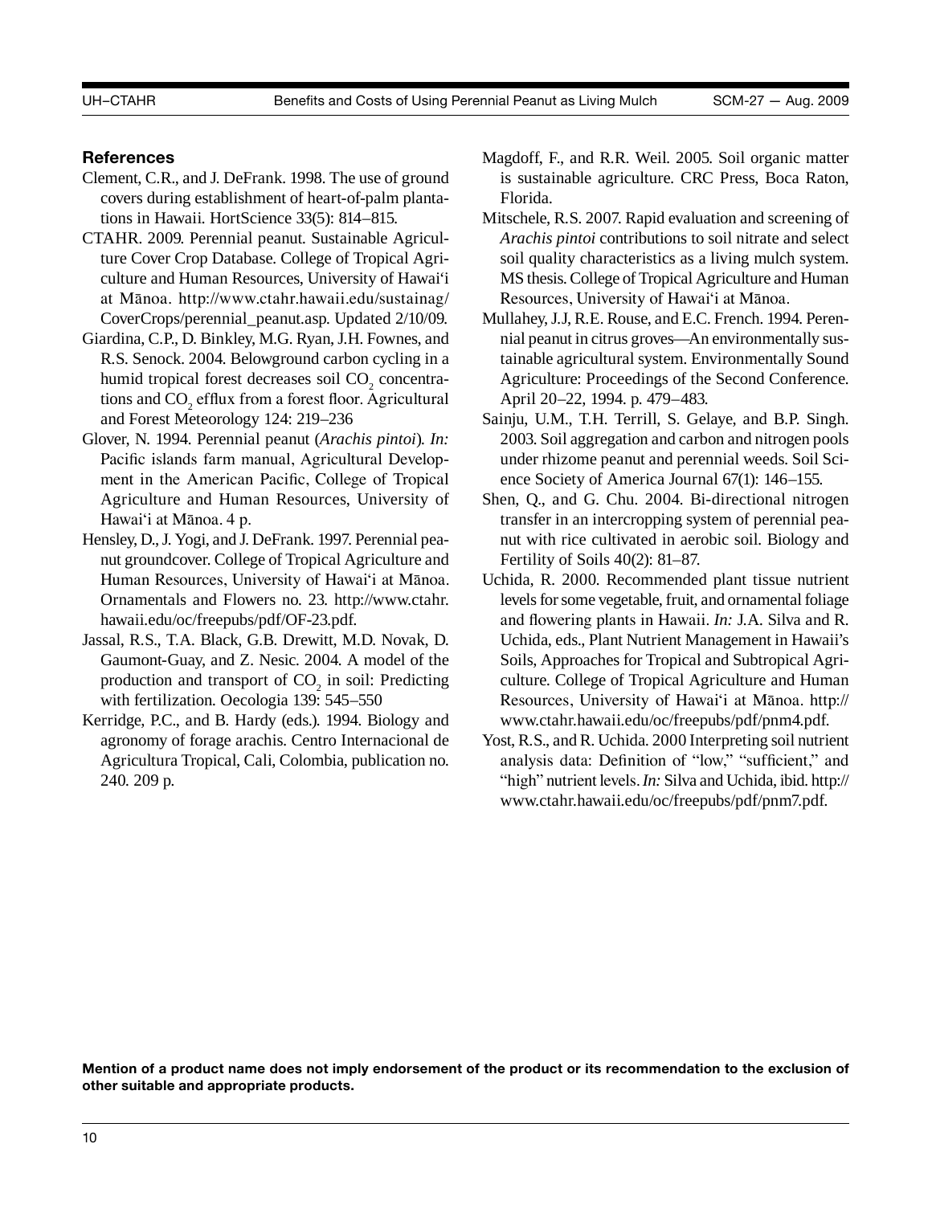## References

Clement, C.R., and J. DeFrank. 1998. The use of ground covers during establishment of heart-of-palm plantations in Hawaii. HortScience 33(5): 814–815.

CTAHR. 2009. Perennial peanut. Sustainable Agriculture Cover Crop Database. College of Tropical Agriculture and Human Resources, University of Hawai'i at Mānoa. http://www.ctahr.hawaii.edu/sustainag/CoverCrops/perennial_peanut.asp. Updated 2/10/09.

Giardina, C.P., D. Binkley, M.G. Ryan, J.H. Fownes, and R.S. Senock. 2004. Belowground carbon cycling in a humid tropical forest decreases soil $CO_2$ concentrations and $CO_2$ efflux from a forest floor. Agricultural and Forest Meteorology 124: 219–236

Glover, N. 1994. Perennial peanut (*Arachis pintoi*). *In:* Pacific islands farm manual, Agricultural Development in the American Pacific, College of Tropical Agriculture and Human Resources, University of Hawai'i at Mānoa. 4 p.

Hensley, D., J. Yogi, and J. DeFrank. 1997. Perennial peanut groundcover. College of Tropical Agriculture and Human Resources, University of Hawai'i at Mānoa. Ornamentals and Flowers no. 23. http://www.ctahr.hawaii.edu/oc/freepubs/pdf/OF-23.pdf.

Jassal, R.S., T.A. Black, G.B. Drewitt, M.D. Novak, D. Gaumont-Guay, and Z. Nesic. 2004. A model of the production and transport of $CO_2$ in soil: Predicting with fertilization. Oecologia 139: 545–550

Kerridge, P.C., and B. Hardy (eds.). 1994. Biology and agronomy of forage arachis. Centro Internacional de Agricultura Tropical, Cali, Colombia, publication no. 240. 209 p.

Magdoff, F., and R.R. Weil. 2005. Soil organic matter is sustainable agriculture. CRC Press, Boca Raton, Florida.

Mitschele, R.S. 2007. Rapid evaluation and screening of *Arachis pintoi* contributions to soil nitrate and select soil quality characteristics as a living mulch system. MS thesis. College of Tropical Agriculture and Human Resources, University of Hawai'i at Mānoa.

Mullahey, J.J, R.E. Rouse, and E.C. French. 1994. Perennial peanut in citrus groves—An environmentally sustainable agricultural system. Environmentally Sound Agriculture: Proceedings of the Second Conference. April 20–22, 1994. p. 479–483.

Sainju, U.M., T.H. Terrill, S. Gelaye, and B.P. Singh. 2003. Soil aggregation and carbon and nitrogen pools under rhizome peanut and perennial weeds. Soil Science Society of America Journal 67(1): 146–155.

Shen, Q., and G. Chu. 2004. Bi-directional nitrogen transfer in an intercropping system of perennial peanut with rice cultivated in aerobic soil. Biology and Fertility of Soils 40(2): 81–87.

Uchida, R. 2000. Recommended plant tissue nutrient levels for some vegetable, fruit, and ornamental foliage and flowering plants in Hawaii. *In:* J.A. Silva and R. Uchida, eds., Plant Nutrient Management in Hawaii's Soils, Approaches for Tropical and Subtropical Agriculture. College of Tropical Agriculture and Human Resources, University of Hawai'i at Mānoa. http://www.ctahr.hawaii.edu/oc/freepubs/pdf/pnm4.pdf.

Yost, R.S., and R. Uchida. 2000 Interpreting soil nutrient analysis data: Definition of "low," "sufficient," and "high" nutrient levels. *In:* Silva and Uchida, ibid. http://www.ctahr.hawaii.edu/oc/freepubs/pdf/pnm7.pdf.

**Mention of a product name does not imply endorsement of the product or its recommendation to the exclusion of other suitable and appropriate products.**